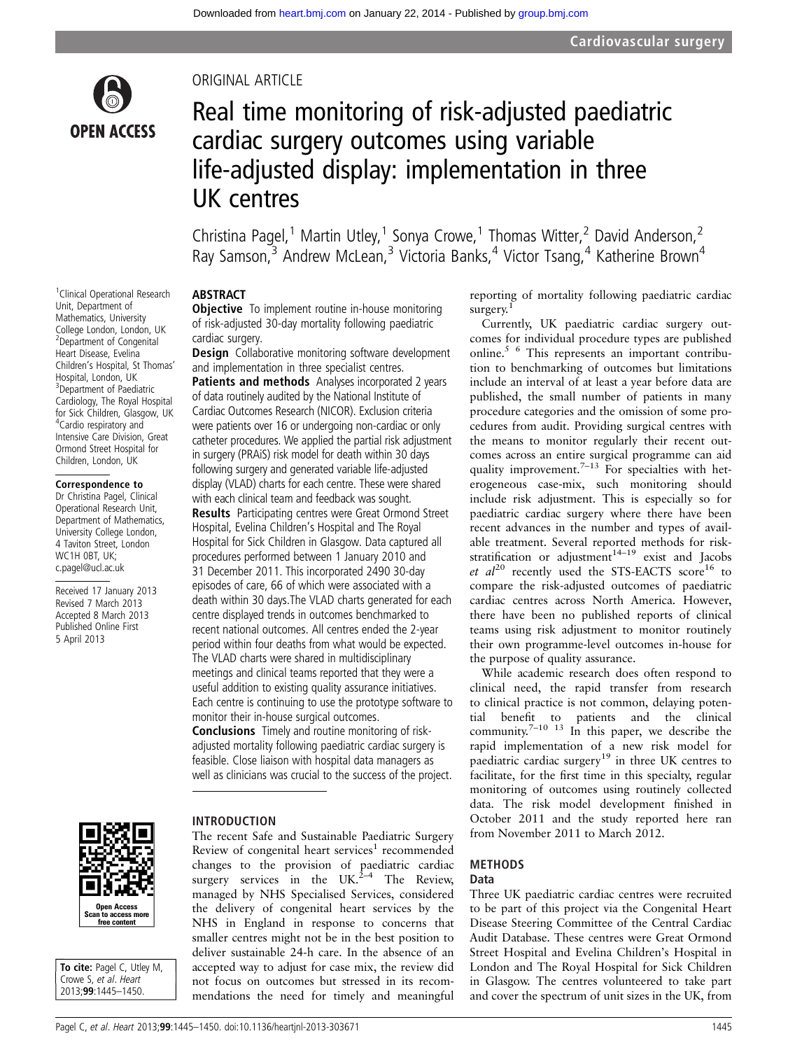ORIGINAL ARTICLE

# Real time monitoring of risk-adjusted paediatric cardiac surgery outcomes using variable life-adjusted display: implementation in three UK centres

Christina Pagel,[1] Martin Utley,[1] Sonya Crowe,[1] Thomas Witter,[2] David Anderson,[2] Ray Samson,[3] Andrew McLean,[3] Victoria Banks,[4] Victor Tsang,[4] Katherine Brown[4]

[1]Clinical Operational Research Unit, Department of Mathematics, University College London, London, UK
[2]Department of Congenital Heart Disease, Evelina Children's Hospital, St Thomas' Hospital, London, UK
[3]Department of Paediatric Cardiology, The Royal Hospital for Sick Children, Glasgow, UK
[4]Cardio respiratory and Intensive Care Division, Great Ormond Street Hospital for Children, London, UK

**Correspondence to**
Dr Christina Pagel, Clinical Operational Research Unit, Department of Mathematics, University College London, 4 Taviton Street, London WC1H 0BT, UK; c.pagel@ucl.ac.uk

Received 17 January 2013
Revised 7 March 2013
Accepted 8 March 2013
Published Online First 5 April 2013

**To cite:** Pagel C, Utley M, Crowe S, *et al*. *Heart* 2013;**99**:1445–1450.

## ABSTRACT

**Objective** To implement routine in-house monitoring of risk-adjusted 30-day mortality following paediatric cardiac surgery.

**Design** Collaborative monitoring software development and implementation in three specialist centres.

**Patients and methods** Analyses incorporated 2 years of data routinely audited by the National Institute of Cardiac Outcomes Research (NICOR). Exclusion criteria were patients over 16 or undergoing non-cardiac or only catheter procedures. We applied the partial risk adjustment in surgery (PRAiS) risk model for death within 30 days following surgery and generated variable life-adjusted display (VLAD) charts for each centre. These were shared with each clinical team and feedback was sought.

**Results** Participating centres were Great Ormond Street Hospital, Evelina Children's Hospital and The Royal Hospital for Sick Children in Glasgow. Data captured all procedures performed between 1 January 2010 and 31 December 2011. This incorporated 2490 30-day episodes of care, 66 of which were associated with a death within 30 days.The VLAD charts generated for each centre displayed trends in outcomes benchmarked to recent national outcomes. All centres ended the 2-year period within four deaths from what would be expected. The VLAD charts were shared in multidisciplinary meetings and clinical teams reported that they were a useful addition to existing quality assurance initiatives. Each centre is continuing to use the prototype software to monitor their in-house surgical outcomes.

**Conclusions** Timely and routine monitoring of risk-adjusted mortality following paediatric cardiac surgery is feasible. Close liaison with hospital data managers as well as clinicians was crucial to the success of the project.

## INTRODUCTION

The recent Safe and Sustainable Paediatric Surgery Review of congenital heart services[1] recommended changes to the provision of paediatric cardiac surgery services in the UK.[2–4] The Review, managed by NHS Specialised Services, considered the delivery of congenital heart services by the NHS in England in response to concerns that smaller centres might not be in the best position to deliver sustainable 24-h care. In the absence of an accepted way to adjust for case mix, the review did not focus on outcomes but stressed in its recommendations the need for timely and meaningful reporting of mortality following paediatric cardiac surgery.[1]

Currently, UK paediatric cardiac surgery outcomes for individual procedure types are published online.[5 6] This represents an important contribution to benchmarking of outcomes but limitations include an interval of at least a year before data are published, the small number of patients in many procedure categories and the omission of some procedures from audit. Providing surgical centres with the means to monitor regularly their recent outcomes across an entire surgical programme can aid quality improvement.[7–13] For specialties with heterogeneous case-mix, such monitoring should include risk adjustment. This is especially so for paediatric cardiac surgery where there have been recent advances in the number and types of available treatment. Several reported methods for risk-stratification or adjustment[14–19] exist and Jacobs *et al*[20] recently used the STS-EACTS score[16] to compare the risk-adjusted outcomes of paediatric cardiac centres across North America. However, there have been no published reports of clinical teams using risk adjustment to monitor routinely their own programme-level outcomes in-house for the purpose of quality assurance.

While academic research does often respond to clinical need, the rapid transfer from research to clinical practice is not common, delaying potential benefit to patients and the clinical community.[7–10 13] In this paper, we describe the rapid implementation of a new risk model for paediatric cardiac surgery[19] in three UK centres to facilitate, for the first time in this specialty, regular monitoring of outcomes using routinely collected data. The risk model development finished in October 2011 and the study reported here ran from November 2011 to March 2012.

## METHODS

### Data

Three UK paediatric cardiac centres were recruited to be part of this project via the Congenital Heart Disease Steering Committee of the Central Cardiac Audit Database. These centres were Great Ormond Street Hospital and Evelina Children's Hospital in London and The Royal Hospital for Sick Children in Glasgow. The centres volunteered to take part and cover the spectrum of unit sizes in the UK, from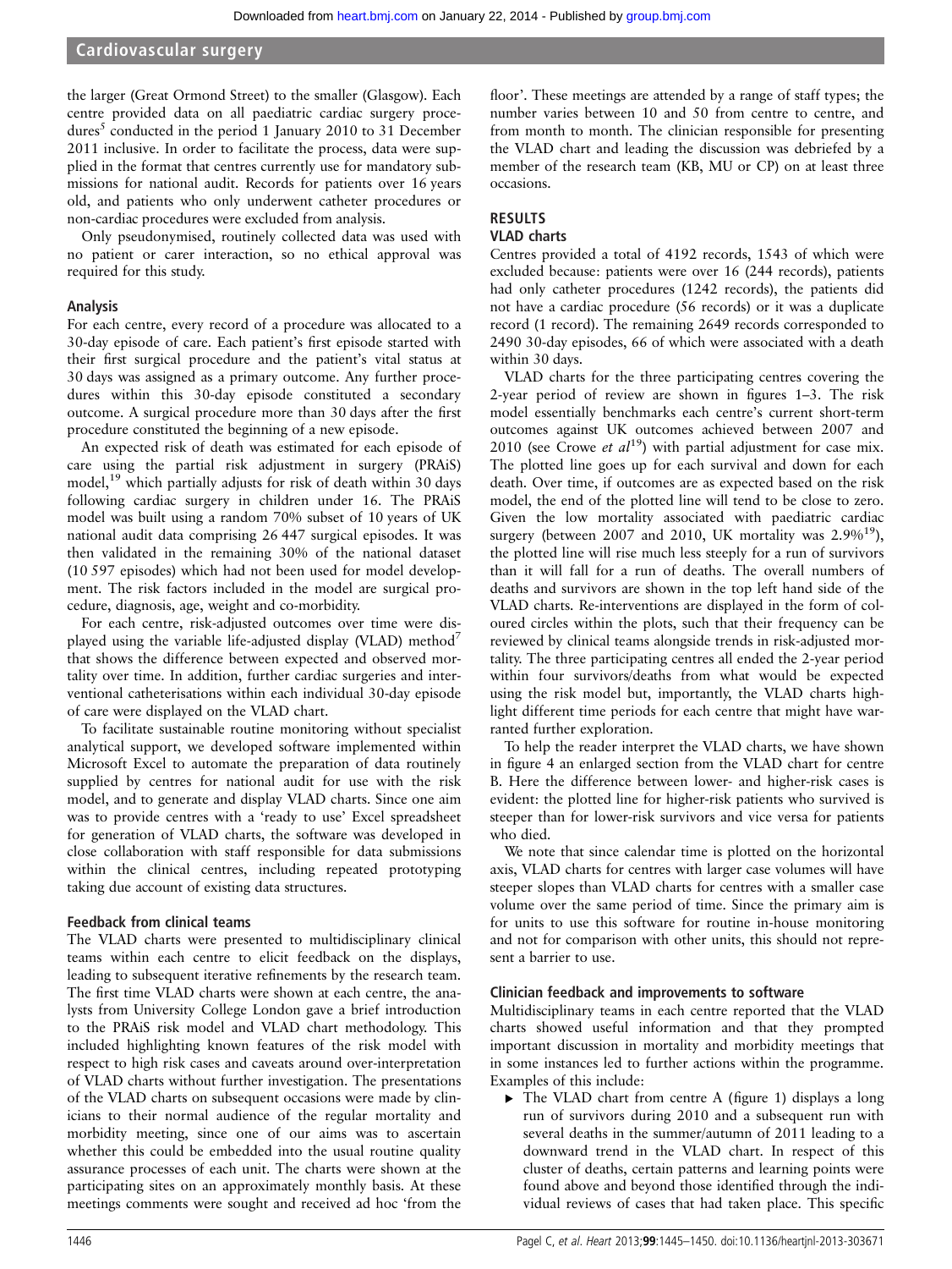the larger (Great Ormond Street) to the smaller (Glasgow). Each centre provided data on all paediatric cardiac surgery procedures[5] conducted in the period 1 January 2010 to 31 December 2011 inclusive. In order to facilitate the process, data were supplied in the format that centres currently use for mandatory submissions for national audit. Records for patients over 16 years old, and patients who only underwent catheter procedures or non-cardiac procedures were excluded from analysis.

Only pseudonymised, routinely collected data was used with no patient or carer interaction, so no ethical approval was required for this study.

### Analysis

For each centre, every record of a procedure was allocated to a 30-day episode of care. Each patient's first episode started with their first surgical procedure and the patient's vital status at 30 days was assigned as a primary outcome. Any further procedures within this 30-day episode constituted a secondary outcome. A surgical procedure more than 30 days after the first procedure constituted the beginning of a new episode.

An expected risk of death was estimated for each episode of care using the partial risk adjustment in surgery (PRAiS) model,[19] which partially adjusts for risk of death within 30 days following cardiac surgery in children under 16. The PRAiS model was built using a random 70% subset of 10 years of UK national audit data comprising 26 447 surgical episodes. It was then validated in the remaining 30% of the national dataset (10 597 episodes) which had not been used for model development. The risk factors included in the model are surgical procedure, diagnosis, age, weight and co-morbidity.

For each centre, risk-adjusted outcomes over time were displayed using the variable life-adjusted display (VLAD) method[7] that shows the difference between expected and observed mortality over time. In addition, further cardiac surgeries and interventional catheterisations within each individual 30-day episode of care were displayed on the VLAD chart.

To facilitate sustainable routine monitoring without specialist analytical support, we developed software implemented within Microsoft Excel to automate the preparation of data routinely supplied by centres for national audit for use with the risk model, and to generate and display VLAD charts. Since one aim was to provide centres with a 'ready to use' Excel spreadsheet for generation of VLAD charts, the software was developed in close collaboration with staff responsible for data submissions within the clinical centres, including repeated prototyping taking due account of existing data structures.

### Feedback from clinical teams

The VLAD charts were presented to multidisciplinary clinical teams within each centre to elicit feedback on the displays, leading to subsequent iterative refinements by the research team. The first time VLAD charts were shown at each centre, the analysts from University College London gave a brief introduction to the PRAiS risk model and VLAD chart methodology. This included highlighting known features of the risk model with respect to high risk cases and caveats around over-interpretation of VLAD charts without further investigation. The presentations of the VLAD charts on subsequent occasions were made by clinicians to their normal audience of the regular mortality and morbidity meeting, since one of our aims was to ascertain whether this could be embedded into the usual routine quality assurance processes of each unit. The charts were shown at the participating sites on an approximately monthly basis. At these meetings comments were sought and received ad hoc 'from the floor'. These meetings are attended by a range of staff types; the number varies between 10 and 50 from centre to centre, and from month to month. The clinician responsible for presenting the VLAD chart and leading the discussion was debriefed by a member of the research team (KB, MU or CP) on at least three occasions.

## RESULTS

### VLAD charts

Centres provided a total of 4192 records, 1543 of which were excluded because: patients were over 16 (244 records), patients had only catheter procedures (1242 records), the patients did not have a cardiac procedure (56 records) or it was a duplicate record (1 record). The remaining 2649 records corresponded to 2490 30-day episodes, 66 of which were associated with a death within 30 days.

VLAD charts for the three participating centres covering the 2-year period of review are shown in figures 1–3. The risk model essentially benchmarks each centre's current short-term outcomes against UK outcomes achieved between 2007 and 2010 (see Crowe *et al*[19]) with partial adjustment for case mix. The plotted line goes up for each survival and down for each death. Over time, if outcomes are as expected based on the risk model, the end of the plotted line will tend to be close to zero. Given the low mortality associated with paediatric cardiac surgery (between 2007 and 2010, UK mortality was 2.9%[19]), the plotted line will rise much less steeply for a run of survivors than it will fall for a run of deaths. The overall numbers of deaths and survivors are shown in the top left hand side of the VLAD charts. Re-interventions are displayed in the form of coloured circles within the plots, such that their frequency can be reviewed by clinical teams alongside trends in risk-adjusted mortality. The three participating centres all ended the 2-year period within four survivors/deaths from what would be expected using the risk model but, importantly, the VLAD charts highlight different time periods for each centre that might have warranted further exploration.

To help the reader interpret the VLAD charts, we have shown in figure 4 an enlarged section from the VLAD chart for centre B. Here the difference between lower- and higher-risk cases is evident: the plotted line for higher-risk patients who survived is steeper than for lower-risk survivors and vice versa for patients who died.

We note that since calendar time is plotted on the horizontal axis, VLAD charts for centres with larger case volumes will have steeper slopes than VLAD charts for centres with a smaller case volume over the same period of time. Since the primary aim is for units to use this software for routine in-house monitoring and not for comparison with other units, this should not represent a barrier to use.

### Clinician feedback and improvements to software

Multidisciplinary teams in each centre reported that the VLAD charts showed useful information and that they prompted important discussion in mortality and morbidity meetings that in some instances led to further actions within the programme. Examples of this include:

- The VLAD chart from centre A (figure 1) displays a long run of survivors during 2010 and a subsequent run with several deaths in the summer/autumn of 2011 leading to a downward trend in the VLAD chart. In respect of this cluster of deaths, certain patterns and learning points were found above and beyond those identified through the individual reviews of cases that had taken place. This specific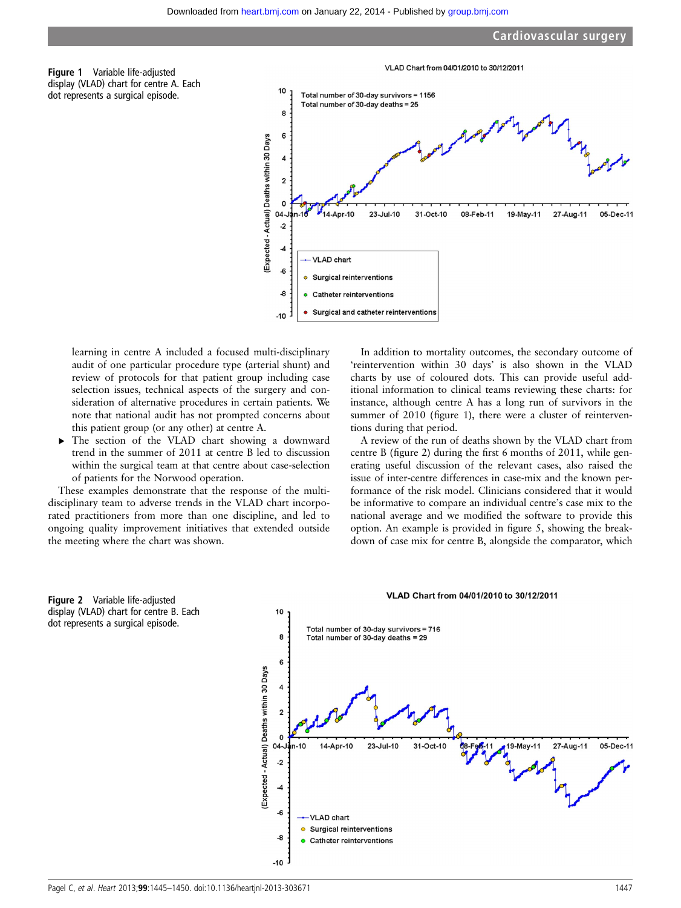Figure 1 Variable life-adjusted display (VLAD) chart for centre A. Each dot represents a surgical episode.

learning in centre A included a focused multi-disciplinary audit of one particular procedure type (arterial shunt) and review of protocols for that patient group including case selection issues, technical aspects of the surgery and consideration of alternative procedures in certain patients. We note that national audit has not prompted concerns about this patient group (or any other) at centre A.

- The section of the VLAD chart showing a downward trend in the summer of 2011 at centre B led to discussion within the surgical team at that centre about case-selection of patients for the Norwood operation.

These examples demonstrate that the response of the multi-disciplinary team to adverse trends in the VLAD chart incorporated practitioners from more than one discipline, and led to ongoing quality improvement initiatives that extended outside the meeting where the chart was shown.

In addition to mortality outcomes, the secondary outcome of 'reintervention within 30 days' is also shown in the VLAD charts by use of coloured dots. This can provide useful additional information to clinical teams reviewing these charts: for instance, although centre A has a long run of survivors in the summer of 2010 (figure 1), there were a cluster of reinterventions during that period.

A review of the run of deaths shown by the VLAD chart from centre B (figure 2) during the first 6 months of 2011, while generating useful discussion of the relevant cases, also raised the issue of inter-centre differences in case-mix and the known performance of the risk model. Clinicians considered that it would be informative to compare an individual centre's case mix to the national average and we modified the software to provide this option. An example is provided in figure 5, showing the breakdown of case mix for centre B, alongside the comparator, which

Figure 2 Variable life-adjusted display (VLAD) chart for centre B. Each dot represents a surgical episode.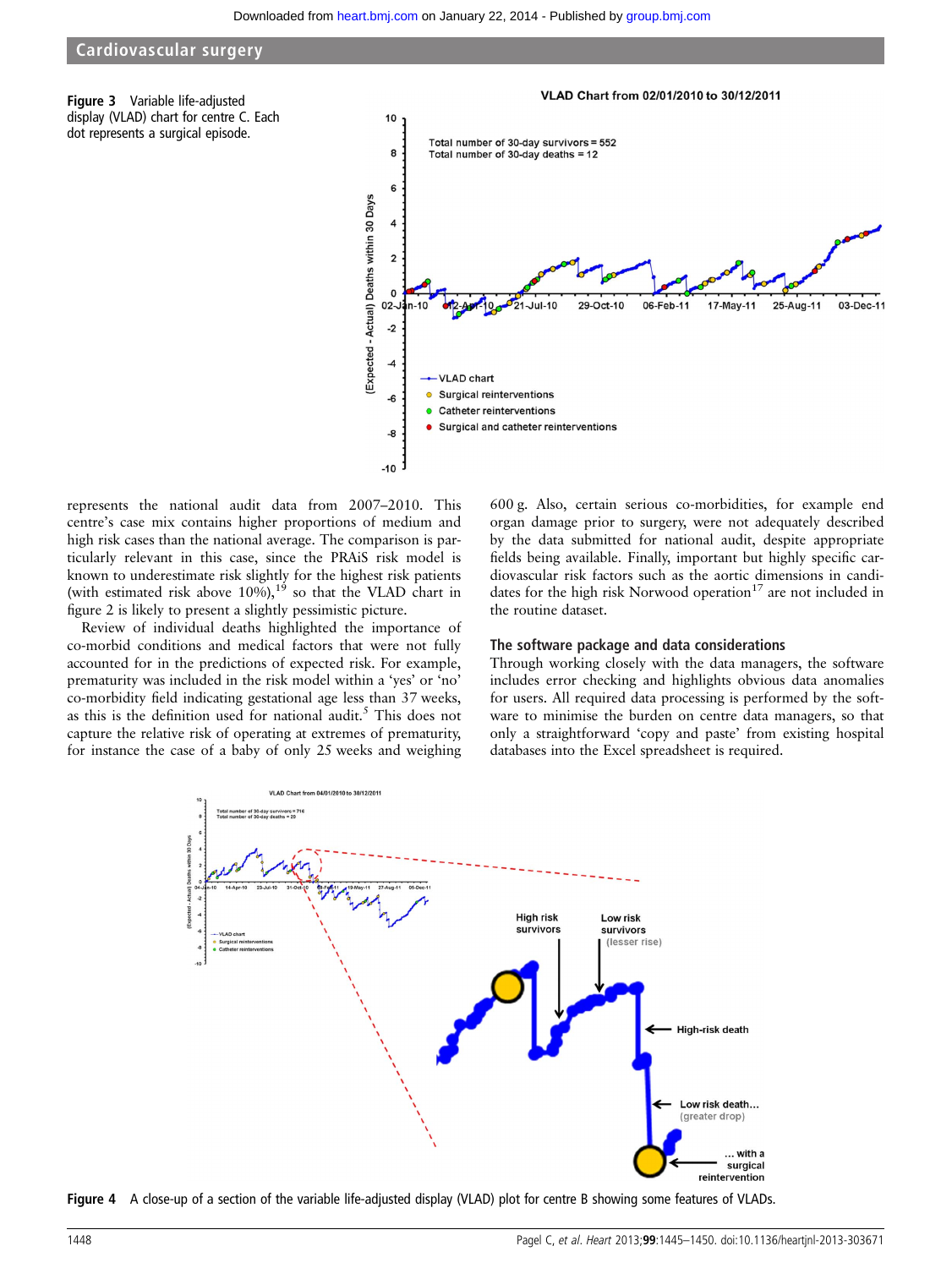**Figure 3** Variable life-adjusted display (VLAD) chart for centre C. Each dot represents a surgical episode.

represents the national audit data from 2007–2010. This centre's case mix contains higher proportions of medium and high risk cases than the national average. The comparison is particularly relevant in this case, since the PRAiS risk model is known to underestimate risk slightly for the highest risk patients (with estimated risk above 10%),[19] so that the VLAD chart in figure 2 is likely to present a slightly pessimistic picture.

Review of individual deaths highlighted the importance of co-morbid conditions and medical factors that were not fully accounted for in the predictions of expected risk. For example, prematurity was included in the risk model within a 'yes' or 'no' co-morbidity field indicating gestational age less than 37 weeks, as this is the definition used for national audit.[5] This does not capture the relative risk of operating at extremes of prematurity, for instance the case of a baby of only 25 weeks and weighing 600 g. Also, certain serious co-morbidities, for example end organ damage prior to surgery, were not adequately described by the data submitted for national audit, despite appropriate fields being available. Finally, important but highly specific cardiovascular risk factors such as the aortic dimensions in candidates for the high risk Norwood operation[17] are not included in the routine dataset.

### The software package and data considerations

Through working closely with the data managers, the software includes error checking and highlights obvious data anomalies for users. All required data processing is performed by the software to minimise the burden on centre data managers, so that only a straightforward 'copy and paste' from existing hospital databases into the Excel spreadsheet is required.

**Figure 4** A close-up of a section of the variable life-adjusted display (VLAD) plot for centre B showing some features of VLADs.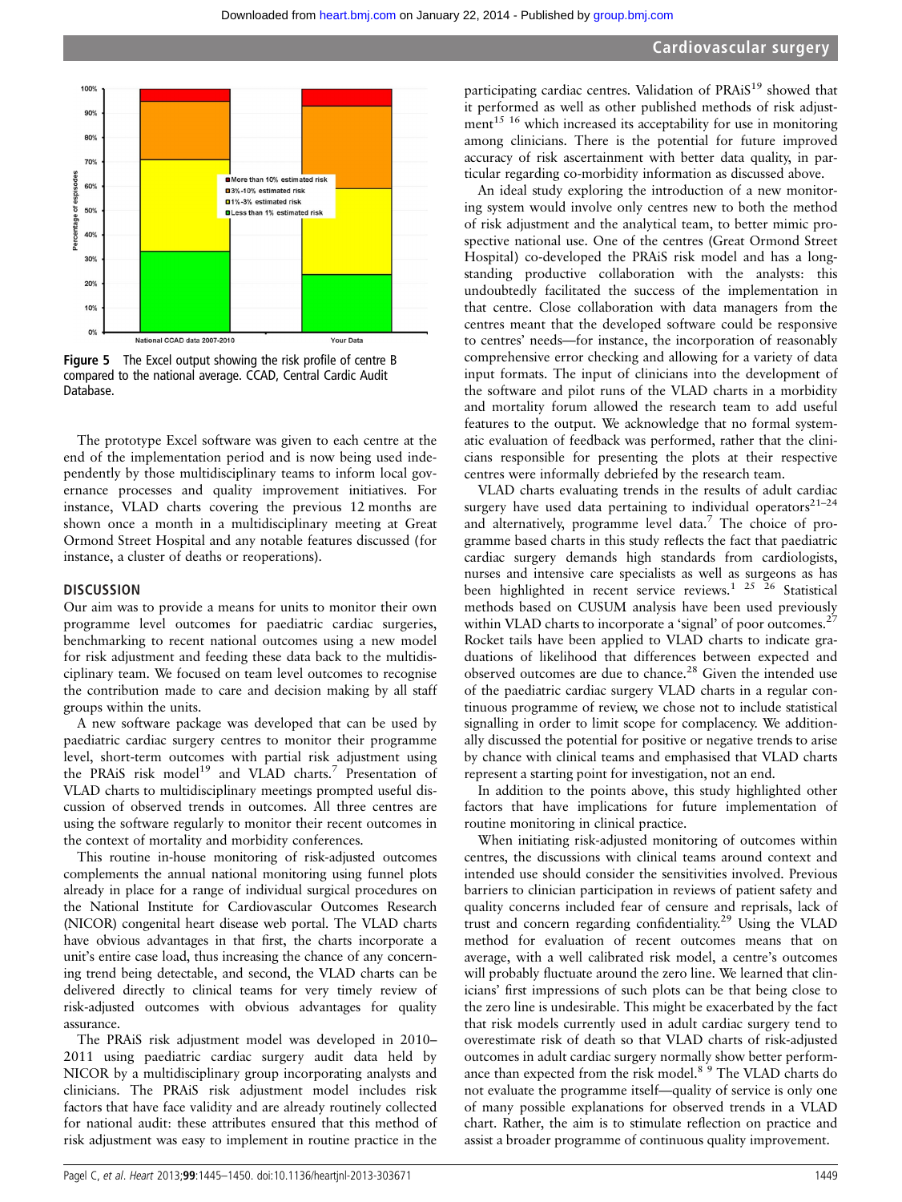Figure 5 The Excel output showing the risk profile of centre B compared to the national average. CCAD, Central Cardic Audit Database.

The prototype Excel software was given to each centre at the end of the implementation period and is now being used independently by those multidisciplinary teams to inform local governance processes and quality improvement initiatives. For instance, VLAD charts covering the previous 12 months are shown once a month in a multidisciplinary meeting at Great Ormond Street Hospital and any notable features discussed (for instance, a cluster of deaths or reoperations).

## DISCUSSION

Our aim was to provide a means for units to monitor their own programme level outcomes for paediatric cardiac surgeries, benchmarking to recent national outcomes using a new model for risk adjustment and feeding these data back to the multidisciplinary team. We focused on team level outcomes to recognise the contribution made to care and decision making by all staff groups within the units.

A new software package was developed that can be used by paediatric cardiac surgery centres to monitor their programme level, short-term outcomes with partial risk adjustment using the PRAiS risk model[19] and VLAD charts.[7] Presentation of VLAD charts to multidisciplinary meetings prompted useful discussion of observed trends in outcomes. All three centres are using the software regularly to monitor their recent outcomes in the context of mortality and morbidity conferences.

This routine in-house monitoring of risk-adjusted outcomes complements the annual national monitoring using funnel plots already in place for a range of individual surgical procedures on the National Institute for Cardiovascular Outcomes Research (NICOR) congenital heart disease web portal. The VLAD charts have obvious advantages in that first, the charts incorporate a unit's entire case load, thus increasing the chance of any concerning trend being detectable, and second, the VLAD charts can be delivered directly to clinical teams for very timely review of risk-adjusted outcomes with obvious advantages for quality assurance.

The PRAiS risk adjustment model was developed in 2010–2011 using paediatric cardiac surgery audit data held by NICOR by a multidisciplinary group incorporating analysts and clinicians. The PRAiS risk adjustment model includes risk factors that have face validity and are already routinely collected for national audit: these attributes ensured that this method of risk adjustment was easy to implement in routine practice in the participating cardiac centres. Validation of PRAiS[19] showed that it performed as well as other published methods of risk adjustment[15 16] which increased its acceptability for use in monitoring among clinicians. There is the potential for future improved accuracy of risk ascertainment with better data quality, in particular regarding co-morbidity information as discussed above.

An ideal study exploring the introduction of a new monitoring system would involve only centres new to both the method of risk adjustment and the analytical team, to better mimic prospective national use. One of the centres (Great Ormond Street Hospital) co-developed the PRAiS risk model and has a long-standing productive collaboration with the analysts: this undoubtedly facilitated the success of the implementation in that centre. Close collaboration with data managers from the centres meant that the developed software could be responsive to centres' needs—for instance, the incorporation of reasonably comprehensive error checking and allowing for a variety of data input formats. The input of clinicians into the development of the software and pilot runs of the VLAD charts in a morbidity and mortality forum allowed the research team to add useful features to the output. We acknowledge that no formal systematic evaluation of feedback was performed, rather that the clinicians responsible for presenting the plots at their respective centres were informally debriefed by the research team.

VLAD charts evaluating trends in the results of adult cardiac surgery have used data pertaining to individual operators[21–24] and alternatively, programme level data.[7] The choice of programme based charts in this study reflects the fact that paediatric cardiac surgery demands high standards from cardiologists, nurses and intensive care specialists as well as surgeons as has been highlighted in recent service reviews.[1 25 26] Statistical methods based on CUSUM analysis have been used previously within VLAD charts to incorporate a 'signal' of poor outcomes.[27] Rocket tails have been applied to VLAD charts to indicate graduations of likelihood that differences between expected and observed outcomes are due to chance.[28] Given the intended use of the paediatric cardiac surgery VLAD charts in a regular continuous programme of review, we chose not to include statistical signalling in order to limit scope for complacency. We additionally discussed the potential for positive or negative trends to arise by chance with clinical teams and emphasised that VLAD charts represent a starting point for investigation, not an end.

In addition to the points above, this study highlighted other factors that have implications for future implementation of routine monitoring in clinical practice.

When initiating risk-adjusted monitoring of outcomes within centres, the discussions with clinical teams around context and intended use should consider the sensitivities involved. Previous barriers to clinician participation in reviews of patient safety and quality concerns included fear of censure and reprisals, lack of trust and concern regarding confidentiality.[29] Using the VLAD method for evaluation of recent outcomes means that on average, with a well calibrated risk model, a centre's outcomes will probably fluctuate around the zero line. We learned that clinicians' first impressions of such plots can be that being close to the zero line is undesirable. This might be exacerbated by the fact that risk models currently used in adult cardiac surgery tend to overestimate risk of death so that VLAD charts of risk-adjusted outcomes in adult cardiac surgery normally show better performance than expected from the risk model.[8 9] The VLAD charts do not evaluate the programme itself—quality of service is only one of many possible explanations for observed trends in a VLAD chart. Rather, the aim is to stimulate reflection on practice and assist a broader programme of continuous quality improvement.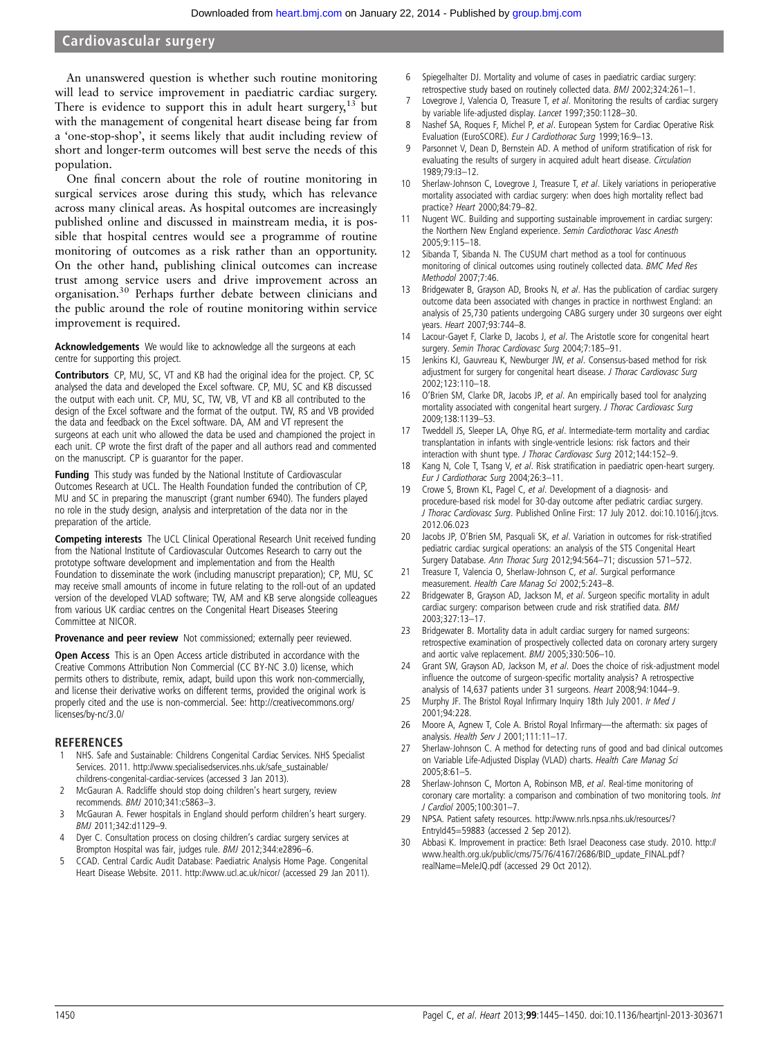An unanswered question is whether such routine monitoring will lead to service improvement in paediatric cardiac surgery. There is evidence to support this in adult heart surgery,[13] but with the management of congenital heart disease being far from a 'one-stop-shop', it seems likely that audit including review of short and longer-term outcomes will best serve the needs of this population.

One final concern about the role of routine monitoring in surgical services arose during this study, which has relevance across many clinical areas. As hospital outcomes are increasingly published online and discussed in mainstream media, it is possible that hospital centres would see a programme of routine monitoring of outcomes as a risk rather than an opportunity. On the other hand, publishing clinical outcomes can increase trust among service users and drive improvement across an organisation.[30] Perhaps further debate between clinicians and the public around the role of routine monitoring within service improvement is required.

**Acknowledgements** We would like to acknowledge all the surgeons at each centre for supporting this project.

**Contributors** CP, MU, SC, VT and KB had the original idea for the project. CP, SC analysed the data and developed the Excel software. CP, MU, SC and KB discussed the output with each unit. CP, MU, SC, TW, VB, VT and KB all contributed to the design of the Excel software and the format of the output. TW, RS and VB provided the data and feedback on the Excel software. DA, AM and VT represent the surgeons at each unit who allowed the data be used and championed the project in each unit. CP wrote the first draft of the paper and all authors read and commented on the manuscript. CP is guarantor for the paper.

**Funding** This study was funded by the National Institute of Cardiovascular Outcomes Research at UCL. The Health Foundation funded the contribution of CP, MU and SC in preparing the manuscript (grant number 6940). The funders played no role in the study design, analysis and interpretation of the data nor in the preparation of the article.

**Competing interests** The UCL Clinical Operational Research Unit received funding from the National Institute of Cardiovascular Outcomes Research to carry out the prototype software development and implementation and from the Health Foundation to disseminate the work (including manuscript preparation); CP, MU, SC may receive small amounts of income in future relating to the roll-out of an updated version of the developed VLAD software; TW, AM and KB serve alongside colleagues from various UK cardiac centres on the Congenital Heart Diseases Steering Committee at NICOR.

**Provenance and peer review** Not commissioned; externally peer reviewed.

**Open Access** This is an Open Access article distributed in accordance with the Creative Commons Attribution Non Commercial (CC BY-NC 3.0) license, which permits others to distribute, remix, adapt, build upon this work non-commercially, and license their derivative works on different terms, provided the original work is properly cited and the use is non-commercial. See: http://creativecommons.org/licenses/by-nc/3.0/

## REFERENCES

1. NHS. Safe and Sustainable: Childrens Congenital Cardiac Services. NHS Specialist Services. 2011. http://www.specialisedservices.nhs.uk/safe_sustainable/childrens-congenital-cardiac-services (accessed 3 Jan 2013).
2. McGauran A. Radcliffe should stop doing children's heart surgery, review recommends. *BMJ* 2010;341:c5863–3.
3. McGauran A. Fewer hospitals in England should perform children's heart surgery. *BMJ* 2011;342:d1129–9.
4. Dyer C. Consultation process on closing children's cardiac surgery services at Brompton Hospital was fair, judges rule. *BMJ* 2012;344:e2896–6.
5. CCAD. Central Cardic Audit Database: Paediatric Analysis Home Page. Congenital Heart Disease Website. 2011. http://www.ucl.ac.uk/nicor/ (accessed 29 Jan 2011).
6. Spiegelhalter DJ. Mortality and volume of cases in paediatric cardiac surgery: retrospective study based on routinely collected data. *BMJ* 2002;324:261–1.
7. Lovegrove J, Valencia O, Treasure T, *et al*. Monitoring the results of cardiac surgery by variable life-adjusted display. *Lancet* 1997;350:1128–30.
8. Nashef SA, Roques F, Michel P, *et al*. European System for Cardiac Operative Risk Evaluation (EuroSCORE). *Eur J Cardiothorac Surg* 1999;16:9–13.
9. Parsonnet V, Dean D, Bernstein AD. A method of uniform stratification of risk for evaluating the results of surgery in acquired adult heart disease. *Circulation* 1989;79:I3–12.
10. Sherlaw-Johnson C, Lovegrove J, Treasure T, *et al*. Likely variations in perioperative mortality associated with cardiac surgery: when does high mortality reflect bad practice? *Heart* 2000;84:79–82.
11. Nugent WC. Building and supporting sustainable improvement in cardiac surgery: the Northern New England experience. *Semin Cardiothorac Vasc Anesth* 2005;9:115–18.
12. Sibanda T, Sibanda N. The CUSUM chart method as a tool for continuous monitoring of clinical outcomes using routinely collected data. *BMC Med Res Methodol* 2007;7:46.
13. Bridgewater B, Grayson AD, Brooks N, *et al*. Has the publication of cardiac surgery outcome data been associated with changes in practice in northwest England: an analysis of 25,730 patients undergoing CABG surgery under 30 surgeons over eight years. *Heart* 2007;93:744–8.
14. Lacour-Gayet F, Clarke D, Jacobs J, *et al*. The Aristotle score for congenital heart surgery. *Semin Thorac Cardiovasc Surg* 2004;7:185–91.
15. Jenkins KJ, Gauvreau K, Newburger JW, *et al*. Consensus-based method for risk adjustment for surgery for congenital heart disease. *J Thorac Cardiovasc Surg* 2002;123:110–18.
16. O'Brien SM, Clarke DR, Jacobs JP, *et al*. An empirically based tool for analyzing mortality associated with congenital heart surgery. *J Thorac Cardiovasc Surg* 2009;138:1139–53.
17. Tweddell JS, Sleeper LA, Ohye RG, *et al*. Intermediate-term mortality and cardiac transplantation in infants with single-ventricle lesions: risk factors and their interaction with shunt type. *J Thorac Cardiovasc Surg* 2012;144:152–9.
18. Kang N, Cole T, Tsang V, *et al*. Risk stratification in paediatric open-heart surgery. *Eur J Cardiothorac Surg* 2004;26:3–11.
19. Crowe S, Brown KL, Pagel C, *et al*. Development of a diagnosis- and procedure-based risk model for 30-day outcome after pediatric cardiac surgery. *J Thorac Cardiovasc Surg*. Published Online First: 17 July 2012. doi:10.1016/j.jtcvs.2012.06.023
20. Jacobs JP, O'Brien SM, Pasquali SK, *et al*. Variation in outcomes for risk-stratified pediatric cardiac surgical operations: an analysis of the STS Congenital Heart Surgery Database. *Ann Thorac Surg* 2012;94:564–71; discussion 571–572.
21. Treasure T, Valencia O, Sherlaw-Johnson C, *et al*. Surgical performance measurement. *Health Care Manag Sci* 2002;5:243–8.
22. Bridgewater B, Grayson AD, Jackson M, *et al*. Surgeon specific mortality in adult cardiac surgery: comparison between crude and risk stratified data. *BMJ* 2003;327:13–17.
23. Bridgewater B. Mortality data in adult cardiac surgery for named surgeons: retrospective examination of prospectively collected data on coronary artery surgery and aortic valve replacement. *BMJ* 2005;330:506–10.
24. Grant SW, Grayson AD, Jackson M, *et al*. Does the choice of risk-adjustment model influence the outcome of surgeon-specific mortality analysis? A retrospective analysis of 14,637 patients under 31 surgeons. *Heart* 2008;94:1044–9.
25. Murphy JF. The Bristol Royal Infirmary Inquiry 18th July 2001. *Ir Med J* 2001;94:228.
26. Moore A, Agnew T, Cole A. Bristol Royal Infirmary—the aftermath: six pages of analysis. *Health Serv J* 2001;111:11–17.
27. Sherlaw-Johnson C. A method for detecting runs of good and bad clinical outcomes on Variable Life-Adjusted Display (VLAD) charts. *Health Care Manag Sci* 2005;8:61–5.
28. Sherlaw-Johnson C, Morton A, Robinson MB, *et al*. Real-time monitoring of coronary care mortality: a comparison and combination of two monitoring tools. *Int J Cardiol* 2005;100:301–7.
29. NPSA. Patient safety resources. http://www.nrls.npsa.nhs.uk/resources/?EntryId45=59883 (accessed 2 Sep 2012).
30. Abbasi K. Improvement in practice: Beth Israel Deaconess case study. 2010. http://www.health.org.uk/public/cms/75/76/4167/2686/BID_update_FINAL.pdf?realName=MeleJQ.pdf (accessed 29 Oct 2012).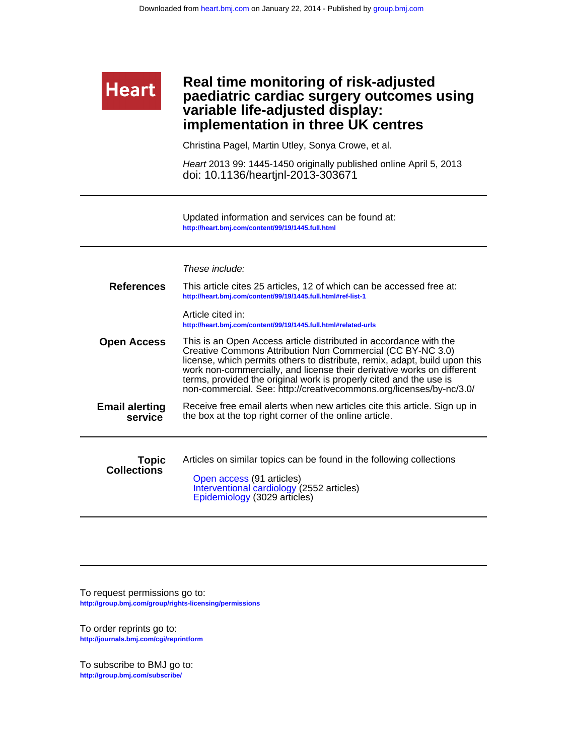"Downloaded from heart.bmj.com on January 22, 2014 - Published by group.bmj.com" is a running header; omit.

Heart

# Real time monitoring of risk-adjusted paediatric cardiac surgery outcomes using variable life-adjusted display: implementation in three UK centres

Christina Pagel, Martin Utley, Sonya Crowe, et al.

*Heart* 2013 99: 1445-1450 originally published online April 5, 2013
doi: 10.1136/heartjnl-2013-303671

Updated information and services can be found at:
http://heart.bmj.com/content/99/19/1445.full.html

*These include:*

**References**

This article cites 25 articles, 12 of which can be accessed free at:
http://heart.bmj.com/content/99/19/1445.full.html#ref-list-1

Article cited in:
http://heart.bmj.com/content/99/19/1445.full.html#related-urls

**Open Access**

This is an Open Access article distributed in accordance with the Creative Commons Attribution Non Commercial (CC BY-NC 3.0) license, which permits others to distribute, remix, adapt, build upon this work non-commercially, and license their derivative works on different terms, provided the original work is properly cited and the use is non-commercial. See: http://creativecommons.org/licenses/by-nc/3.0/

**Email alerting service**

Receive free email alerts when new articles cite this article. Sign up in the box at the top right corner of the online article.

**Topic Collections**

Articles on similar topics can be found in the following collections

- Open access (91 articles)
- Interventional cardiology (2552 articles)
- Epidemiology (3029 articles)

To request permissions go to:
http://group.bmj.com/group/rights-licensing/permissions

To order reprints go to:
http://journals.bmj.com/cgi/reprintform

To subscribe to BMJ go to:
http://group.bmj.com/subscribe/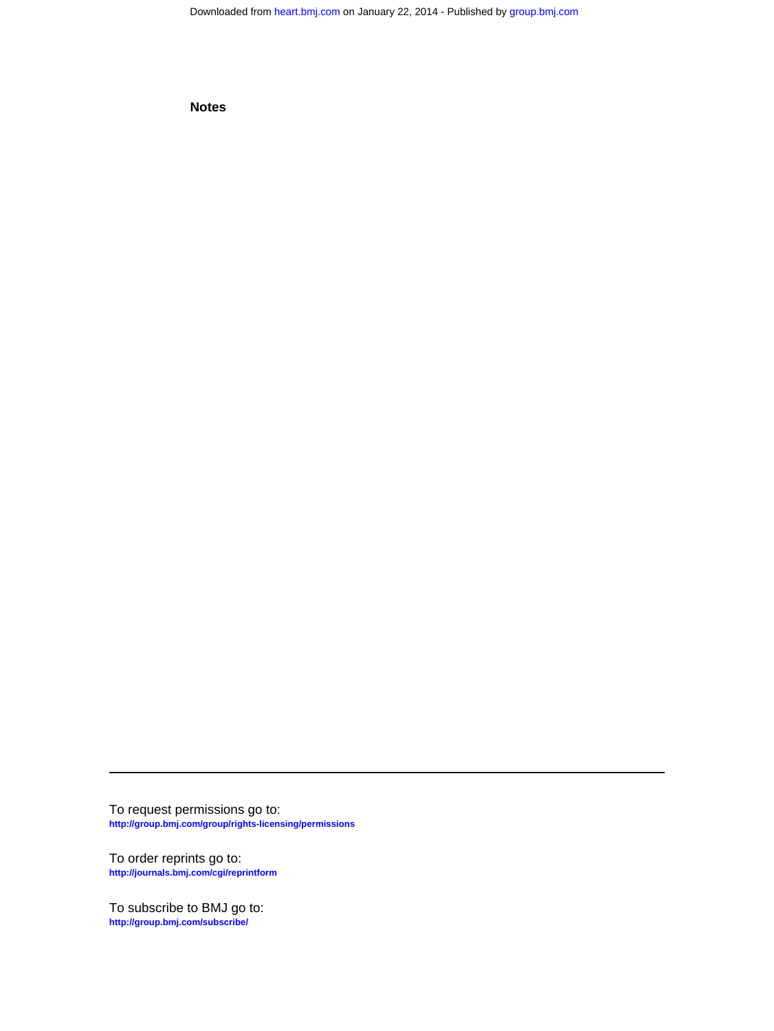**Notes**

To request permissions go to:
**http://group.bmj.com/group/rights-licensing/permissions**

To order reprints go to:
**http://journals.bmj.com/cgi/reprintform**

To subscribe to BMJ go to:
**http://group.bmj.com/subscribe/**